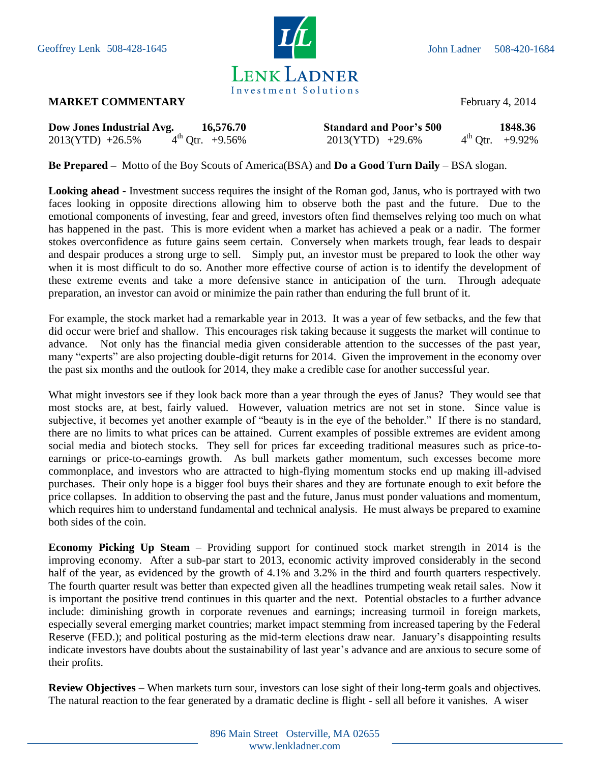Geoffrey Lenk 508-428-1645 John Ladner 508-420-1684

**LENK LADNER**
Investment Solutions

**MARKET COMMENTARY** February 4, 2014

| **Dow Jones Industrial Avg.** | **16,576.70** | **Standard and Poor's 500** | **1848.36** |
|---|---|---|---|
| 2013(YTD) +26.5% | 4th Qtr. +9.56% | 2013(YTD) +29.6% | 4th Qtr. +9.92% |

**Be Prepared –** Motto of the Boy Scouts of America(BSA) and **Do a Good Turn Daily** – BSA slogan.

**Looking ahead -** Investment success requires the insight of the Roman god, Janus, who is portrayed with two faces looking in opposite directions allowing him to observe both the past and the future. Due to the emotional components of investing, fear and greed, investors often find themselves relying too much on what has happened in the past. This is more evident when a market has achieved a peak or a nadir. The former stokes overconfidence as future gains seem certain. Conversely when markets trough, fear leads to despair and despair produces a strong urge to sell. Simply put, an investor must be prepared to look the other way when it is most difficult to do so. Another more effective course of action is to identify the development of these extreme events and take a more defensive stance in anticipation of the turn. Through adequate preparation, an investor can avoid or minimize the pain rather than enduring the full brunt of it.

For example, the stock market had a remarkable year in 2013. It was a year of few setbacks, and the few that did occur were brief and shallow. This encourages risk taking because it suggests the market will continue to advance. Not only has the financial media given considerable attention to the successes of the past year, many "experts" are also projecting double-digit returns for 2014. Given the improvement in the economy over the past six months and the outlook for 2014, they make a credible case for another successful year.

What might investors see if they look back more than a year through the eyes of Janus? They would see that most stocks are, at best, fairly valued. However, valuation metrics are not set in stone. Since value is subjective, it becomes yet another example of "beauty is in the eye of the beholder." If there is no standard, there are no limits to what prices can be attained. Current examples of possible extremes are evident among social media and biotech stocks. They sell for prices far exceeding traditional measures such as price-to-earnings or price-to-earnings growth. As bull markets gather momentum, such excesses become more commonplace, and investors who are attracted to high-flying momentum stocks end up making ill-advised purchases. Their only hope is a bigger fool buys their shares and they are fortunate enough to exit before the price collapses. In addition to observing the past and the future, Janus must ponder valuations and momentum, which requires him to understand fundamental and technical analysis. He must always be prepared to examine both sides of the coin.

**Economy Picking Up Steam** – Providing support for continued stock market strength in 2014 is the improving economy. After a sub-par start to 2013, economic activity improved considerably in the second half of the year, as evidenced by the growth of 4.1% and 3.2% in the third and fourth quarters respectively. The fourth quarter result was better than expected given all the headlines trumpeting weak retail sales. Now it is important the positive trend continues in this quarter and the next. Potential obstacles to a further advance include: diminishing growth in corporate revenues and earnings; increasing turmoil in foreign markets, especially several emerging market countries; market impact stemming from increased tapering by the Federal Reserve (FED.); and political posturing as the mid-term elections draw near. January's disappointing results indicate investors have doubts about the sustainability of last year's advance and are anxious to secure some of their profits.

**Review Objectives –** When markets turn sour, investors can lose sight of their long-term goals and objectives. The natural reaction to the fear generated by a dramatic decline is flight - sell all before it vanishes. A wiser

896 Main Street Osterville, MA 02655
www.lenkladner.com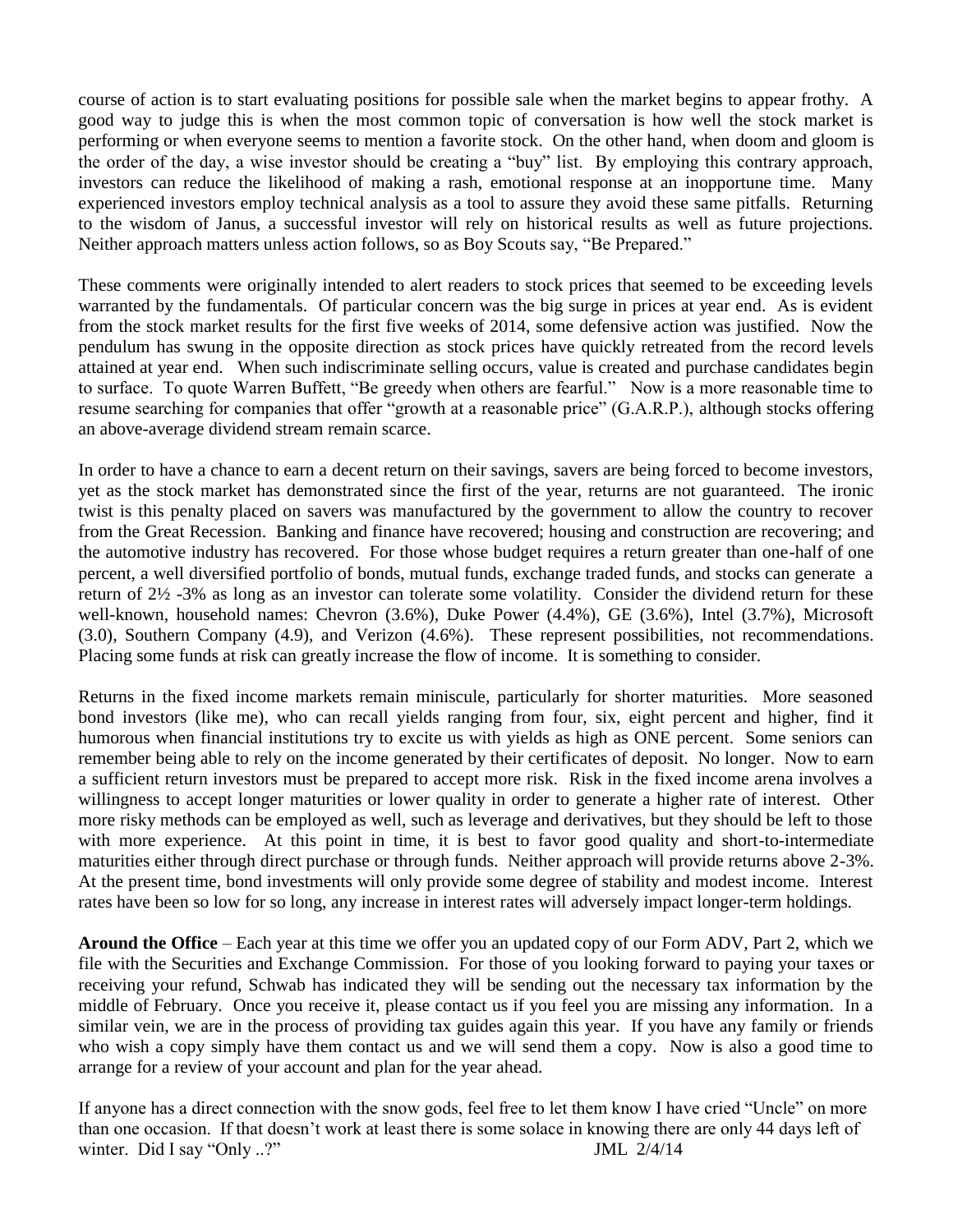course of action is to start evaluating positions for possible sale when the market begins to appear frothy. A good way to judge this is when the most common topic of conversation is how well the stock market is performing or when everyone seems to mention a favorite stock. On the other hand, when doom and gloom is the order of the day, a wise investor should be creating a "buy" list. By employing this contrary approach, investors can reduce the likelihood of making a rash, emotional response at an inopportune time. Many experienced investors employ technical analysis as a tool to assure they avoid these same pitfalls. Returning to the wisdom of Janus, a successful investor will rely on historical results as well as future projections. Neither approach matters unless action follows, so as Boy Scouts say, "Be Prepared."

These comments were originally intended to alert readers to stock prices that seemed to be exceeding levels warranted by the fundamentals. Of particular concern was the big surge in prices at year end. As is evident from the stock market results for the first five weeks of 2014, some defensive action was justified. Now the pendulum has swung in the opposite direction as stock prices have quickly retreated from the record levels attained at year end. When such indiscriminate selling occurs, value is created and purchase candidates begin to surface. To quote Warren Buffett, "Be greedy when others are fearful." Now is a more reasonable time to resume searching for companies that offer "growth at a reasonable price" (G.A.R.P.), although stocks offering an above-average dividend stream remain scarce.

In order to have a chance to earn a decent return on their savings, savers are being forced to become investors, yet as the stock market has demonstrated since the first of the year, returns are not guaranteed. The ironic twist is this penalty placed on savers was manufactured by the government to allow the country to recover from the Great Recession. Banking and finance have recovered; housing and construction are recovering; and the automotive industry has recovered. For those whose budget requires a return greater than one-half of one percent, a well diversified portfolio of bonds, mutual funds, exchange traded funds, and stocks can generate a return of 2½ -3% as long as an investor can tolerate some volatility. Consider the dividend return for these well-known, household names: Chevron (3.6%), Duke Power (4.4%), GE (3.6%), Intel (3.7%), Microsoft (3.0), Southern Company (4.9), and Verizon (4.6%). These represent possibilities, not recommendations. Placing some funds at risk can greatly increase the flow of income. It is something to consider.

Returns in the fixed income markets remain miniscule, particularly for shorter maturities. More seasoned bond investors (like me), who can recall yields ranging from four, six, eight percent and higher, find it humorous when financial institutions try to excite us with yields as high as ONE percent. Some seniors can remember being able to rely on the income generated by their certificates of deposit. No longer. Now to earn a sufficient return investors must be prepared to accept more risk. Risk in the fixed income arena involves a willingness to accept longer maturities or lower quality in order to generate a higher rate of interest. Other more risky methods can be employed as well, such as leverage and derivatives, but they should be left to those with more experience. At this point in time, it is best to favor good quality and short-to-intermediate maturities either through direct purchase or through funds. Neither approach will provide returns above 2-3%. At the present time, bond investments will only provide some degree of stability and modest income. Interest rates have been so low for so long, any increase in interest rates will adversely impact longer-term holdings.

**Around the Office** – Each year at this time we offer you an updated copy of our Form ADV, Part 2, which we file with the Securities and Exchange Commission. For those of you looking forward to paying your taxes or receiving your refund, Schwab has indicated they will be sending out the necessary tax information by the middle of February. Once you receive it, please contact us if you feel you are missing any information. In a similar vein, we are in the process of providing tax guides again this year. If you have any family or friends who wish a copy simply have them contact us and we will send them a copy. Now is also a good time to arrange for a review of your account and plan for the year ahead.

If anyone has a direct connection with the snow gods, feel free to let them know I have cried "Uncle" on more than one occasion. If that doesn't work at least there is some solace in knowing there are only 44 days left of winter. Did I say "Only ..?"

JML 2/4/14